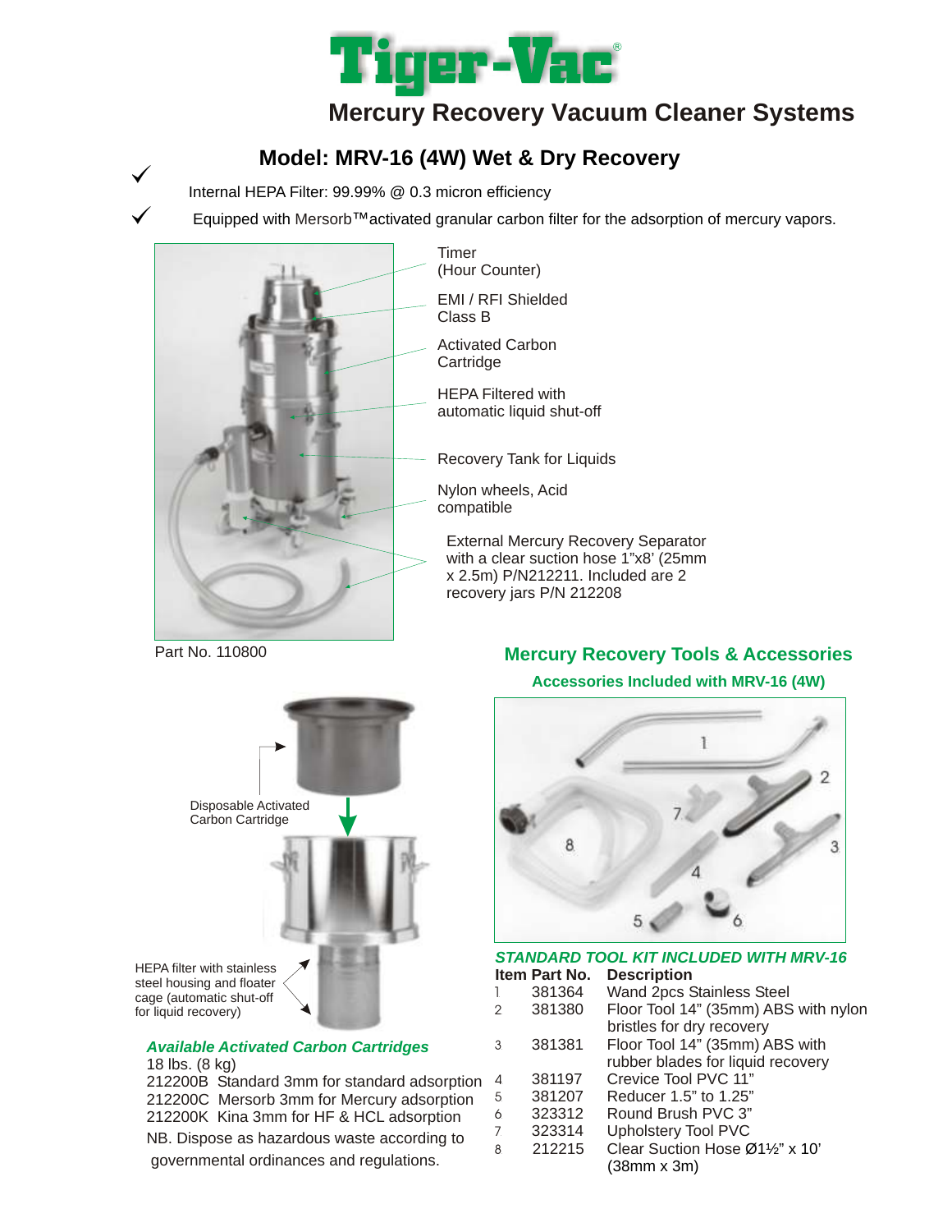# Tiger-Vac®

## Mercury Recovery Vacuum Cleaner Systems

### Model: MRV-16 (4W) Wet & Dry Recovery

- ✓ Internal HEPA Filter: 99.99% @ 0.3 micron efficiency
- ✓ Equipped with Mersorb™activated granular carbon filter for the adsorption of mercury vapors.

Timer (Hour Counter)

EMI / RFI Shielded Class B

Activated Carbon Cartridge

HEPA Filtered with automatic liquid shut-off

Recovery Tank for Liquids

Nylon wheels, Acid compatible

External Mercury Recovery Separator with a clear suction hose 1"x8' (25mm x 2.5m) P/N212211. Included are 2 recovery jars P/N 212208

Part No. 110800

Disposable Activated Carbon Cartridge

HEPA filter with stainless steel housing and floater cage (automatic shut-off for liquid recovery)

***Available Activated Carbon Cartridges***

18 lbs. (8 kg)

212200B Standard 3mm for standard adsorption

212200C Mersorb 3mm for Mercury adsorption

212200K Kina 3mm for HF & HCL adsorption

NB. Dispose as hazardous waste according to governmental ordinances and regulations.

## Mercury Recovery Tools & Accessories

### Accessories Included with MRV-16 (4W)

***STANDARD TOOL KIT INCLUDED WITH MRV-16***

| | Item Part No. | Description |
|---|---|---|
| 1 | 381364 | Wand 2pcs Stainless Steel |
| 2 | 381380 | Floor Tool 14" (35mm) ABS with nylon bristles for dry recovery |
| 3 | 381381 | Floor Tool 14" (35mm) ABS with rubber blades for liquid recovery |
| 4 | 381197 | Crevice Tool PVC 11" |
| 5 | 381207 | Reducer 1.5" to 1.25" |
| 6 | 323312 | Round Brush PVC 3" |
| 7 | 323314 | Upholstery Tool PVC |
| 8 | 212215 | Clear Suction Hose Ø1½" x 10' (38mm x 3m) |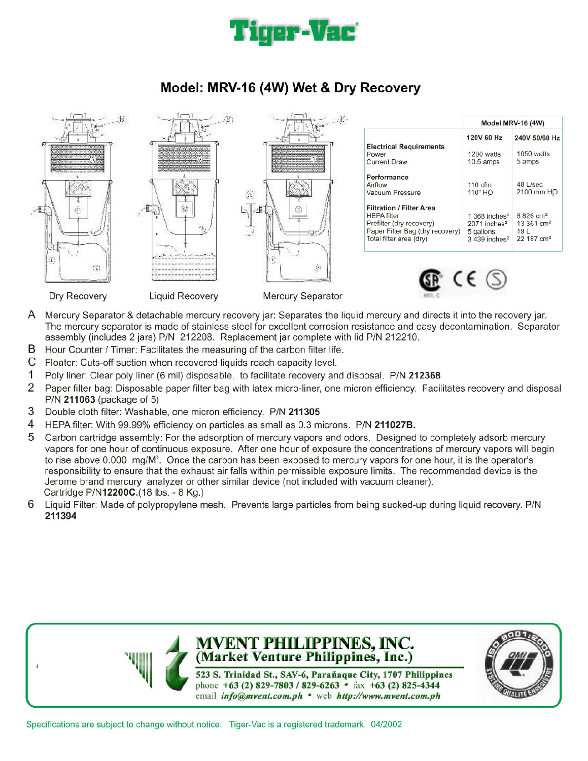# Tiger-Vac®

## Model: MRV-16 (4W) Wet & Dry Recovery

Dry Recovery

Liquid Recovery

Mercury Separator

| | Model MRV-16 (4W) | |
|---|---|---|
| | 120V 60 Hz | 240V 50/60 Hz |
| **Electrical Requirements** | | |
| Power | 1200 watts | 1050 watts |
| Current Draw | 10.5 amps | 5 amps |
| **Performance** | | |
| Airflow | 110 cfm | 48 L/sec |
| Vacuum Pressure | 110" $H_2O$ | 2100 mm $H_2O$ |
| **Filtration / Filter Area** | | |
| HEPA filter | 1 368 inches² | 8 826 cm² |
| Prefilter (dry recovery) | 2071 inches² | 13 361 cm² |
| Paper Filter Bag (dry recovery) | 5 gallons | 19 L |
| Total filter area (dry) | 3 439 inches² | 22 187 cm² |

- A  Mercury Separator & detachable mercury recovery jar: Separates the liquid mercury and directs it into the recovery jar. The mercury separator is made of stainless steel for excellent corrosion resistance and easy decontamination. Separator assembly (includes 2 jars) P/N 212208. Replacement jar complete with lid P/N 212210.
- B  Hour Counter / Timer: Facilitates the measuring of the carbon filter life.
- C  Floater: Cuts-off suction when recovered liquids reach capacity level.
- 1  Poly liner: Clear poly liner (6 mil) disposable, to facilitate recovery and disposal. P/N **212368**
- 2  Paper filter bag: Disposable paper filter bag with latex micro-liner, one micron efficiency. Facilitates recovery and disposal P/N **211063** (package of 5)
- 3  Double cloth filter: Washable, one micron efficiency. P/N **211305**
- 4  HEPA filter: With 99.99% efficiency on particles as small as 0.3 microns. P/N **211027B.**
- 5  Carbon cartridge assembly: For the adsorption of mercury vapors and odors. Designed to completely adsorb mercury vapors for one hour of continuous exposure. After one hour of exposure the concentrations of mercury vapors will begin to rise above 0.000 mg/$M^3$. Once the carbon has been exposed to mercury vapors for one hour, it is the operator's responsibility to ensure that the exhaust air falls within permissible exposure limits. The recommended device is the Jerome brand mercury analyzer or other similar device (not included with vacuum cleaner). Cartridge P/N**12200C.**(18 lbs. - 8 Kg.)
- 6  Liquid Filter: Made of polypropylene mesh. Prevents large particles from being sucked-up during liquid recovery. P/N **211394**

**MVENT PHILIPPINES, INC.**
**(Market Venture Philippines, Inc.)**
523 S. Trinidad St., SAV-6, Parañaque City, 1707 Philippines
phone +63 (2) 829-7803 / 829-6263 • fax +63 (2) 825-4344
email *info@mvent.com.ph* • web *http://www.mvent.com.ph*

Specifications are subject to change without notice. Tiger-Vac is a registered trademark. 04/2002